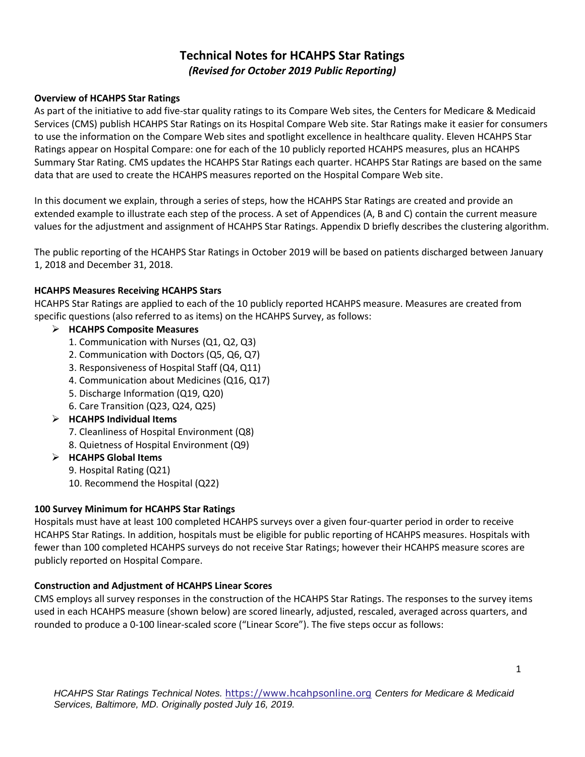# Technical Notes for HCAHPS Star Ratings

*(Revised for October 2019 Public Reporting)*

## Overview of HCAHPS Star Ratings

As part of the initiative to add five-star quality ratings to its Compare Web sites, the Centers for Medicare & Medicaid Services (CMS) publish HCAHPS Star Ratings on its Hospital Compare Web site. Star Ratings make it easier for consumers to use the information on the Compare Web sites and spotlight excellence in healthcare quality. Eleven HCAHPS Star Ratings appear on Hospital Compare: one for each of the 10 publicly reported HCAHPS measures, plus an HCAHPS Summary Star Rating. CMS updates the HCAHPS Star Ratings each quarter. HCAHPS Star Ratings are based on the same data that are used to create the HCAHPS measures reported on the Hospital Compare Web site.

In this document we explain, through a series of steps, how the HCAHPS Star Ratings are created and provide an extended example to illustrate each step of the process. A set of Appendices (A, B and C) contain the current measure values for the adjustment and assignment of HCAHPS Star Ratings. Appendix D briefly describes the clustering algorithm.

The public reporting of the HCAHPS Star Ratings in October 2019 will be based on patients discharged between January 1, 2018 and December 31, 2018.

## HCAHPS Measures Receiving HCAHPS Stars

HCAHPS Star Ratings are applied to each of the 10 publicly reported HCAHPS measure. Measures are created from specific questions (also referred to as items) on the HCAHPS Survey, as follows:

- **HCAHPS Composite Measures**
  1. Communication with Nurses (Q1, Q2, Q3)
  2. Communication with Doctors (Q5, Q6, Q7)
  3. Responsiveness of Hospital Staff (Q4, Q11)
  4. Communication about Medicines (Q16, Q17)
  5. Discharge Information (Q19, Q20)
  6. Care Transition (Q23, Q24, Q25)
- **HCAHPS Individual Items**
  7. Cleanliness of Hospital Environment (Q8)
  8. Quietness of Hospital Environment (Q9)
- **HCAHPS Global Items**
  9. Hospital Rating (Q21)
  10. Recommend the Hospital (Q22)

## 100 Survey Minimum for HCAHPS Star Ratings

Hospitals must have at least 100 completed HCAHPS surveys over a given four-quarter period in order to receive HCAHPS Star Ratings. In addition, hospitals must be eligible for public reporting of HCAHPS measures. Hospitals with fewer than 100 completed HCAHPS surveys do not receive Star Ratings; however their HCAHPS measure scores are publicly reported on Hospital Compare.

## Construction and Adjustment of HCAHPS Linear Scores

CMS employs all survey responses in the construction of the HCAHPS Star Ratings. The responses to the survey items used in each HCAHPS measure (shown below) are scored linearly, adjusted, rescaled, averaged across quarters, and rounded to produce a 0-100 linear-scaled score ("Linear Score"). The five steps occur as follows: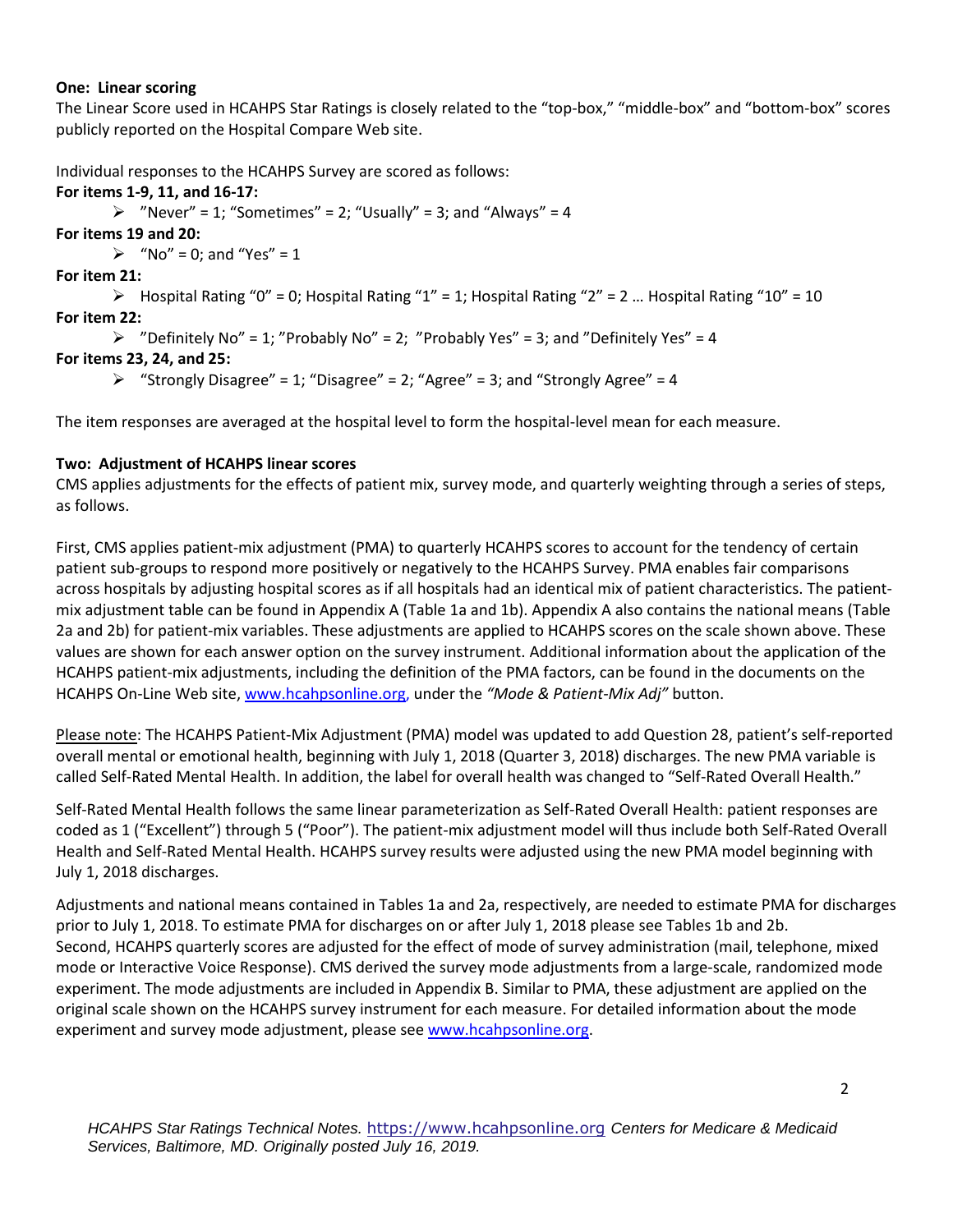**One: Linear scoring**

The Linear Score used in HCAHPS Star Ratings is closely related to the "top-box," "middle-box" and "bottom-box" scores publicly reported on the Hospital Compare Web site.

Individual responses to the HCAHPS Survey are scored as follows:

**For items 1-9, 11, and 16-17:**

- "Never" = 1; "Sometimes" = 2; "Usually" = 3; and "Always" = 4

**For items 19 and 20:**

- "No" = 0; and "Yes" = 1

**For item 21:**

- Hospital Rating "0" = 0; Hospital Rating "1" = 1; Hospital Rating "2" = 2 … Hospital Rating "10" = 10

**For item 22:**

- "Definitely No" = 1; "Probably No" = 2; "Probably Yes" = 3; and "Definitely Yes" = 4

**For items 23, 24, and 25:**

- "Strongly Disagree" = 1; "Disagree" = 2; "Agree" = 3; and "Strongly Agree" = 4

The item responses are averaged at the hospital level to form the hospital-level mean for each measure.

**Two: Adjustment of HCAHPS linear scores**

CMS applies adjustments for the effects of patient mix, survey mode, and quarterly weighting through a series of steps, as follows.

First, CMS applies patient-mix adjustment (PMA) to quarterly HCAHPS scores to account for the tendency of certain patient sub-groups to respond more positively or negatively to the HCAHPS Survey. PMA enables fair comparisons across hospitals by adjusting hospital scores as if all hospitals had an identical mix of patient characteristics. The patient-mix adjustment table can be found in Appendix A (Table 1a and 1b). Appendix A also contains the national means (Table 2a and 2b) for patient-mix variables. These adjustments are applied to HCAHPS scores on the scale shown above. These values are shown for each answer option on the survey instrument. Additional information about the application of the HCAHPS patient-mix adjustments, including the definition of the PMA factors, can be found in the documents on the HCAHPS On-Line Web site, www.hcahpsonline.org, under the *"Mode & Patient-Mix Adj"* button.

Please note: The HCAHPS Patient-Mix Adjustment (PMA) model was updated to add Question 28, patient's self-reported overall mental or emotional health, beginning with July 1, 2018 (Quarter 3, 2018) discharges. The new PMA variable is called Self-Rated Mental Health. In addition, the label for overall health was changed to "Self-Rated Overall Health."

Self-Rated Mental Health follows the same linear parameterization as Self-Rated Overall Health: patient responses are coded as 1 ("Excellent") through 5 ("Poor"). The patient-mix adjustment model will thus include both Self-Rated Overall Health and Self-Rated Mental Health. HCAHPS survey results were adjusted using the new PMA model beginning with July 1, 2018 discharges.

Adjustments and national means contained in Tables 1a and 2a, respectively, are needed to estimate PMA for discharges prior to July 1, 2018. To estimate PMA for discharges on or after July 1, 2018 please see Tables 1b and 2b. Second, HCAHPS quarterly scores are adjusted for the effect of mode of survey administration (mail, telephone, mixed mode or Interactive Voice Response). CMS derived the survey mode adjustments from a large-scale, randomized mode experiment. The mode adjustments are included in Appendix B. Similar to PMA, these adjustment are applied on the original scale shown on the HCAHPS survey instrument for each measure. For detailed information about the mode experiment and survey mode adjustment, please see www.hcahpsonline.org.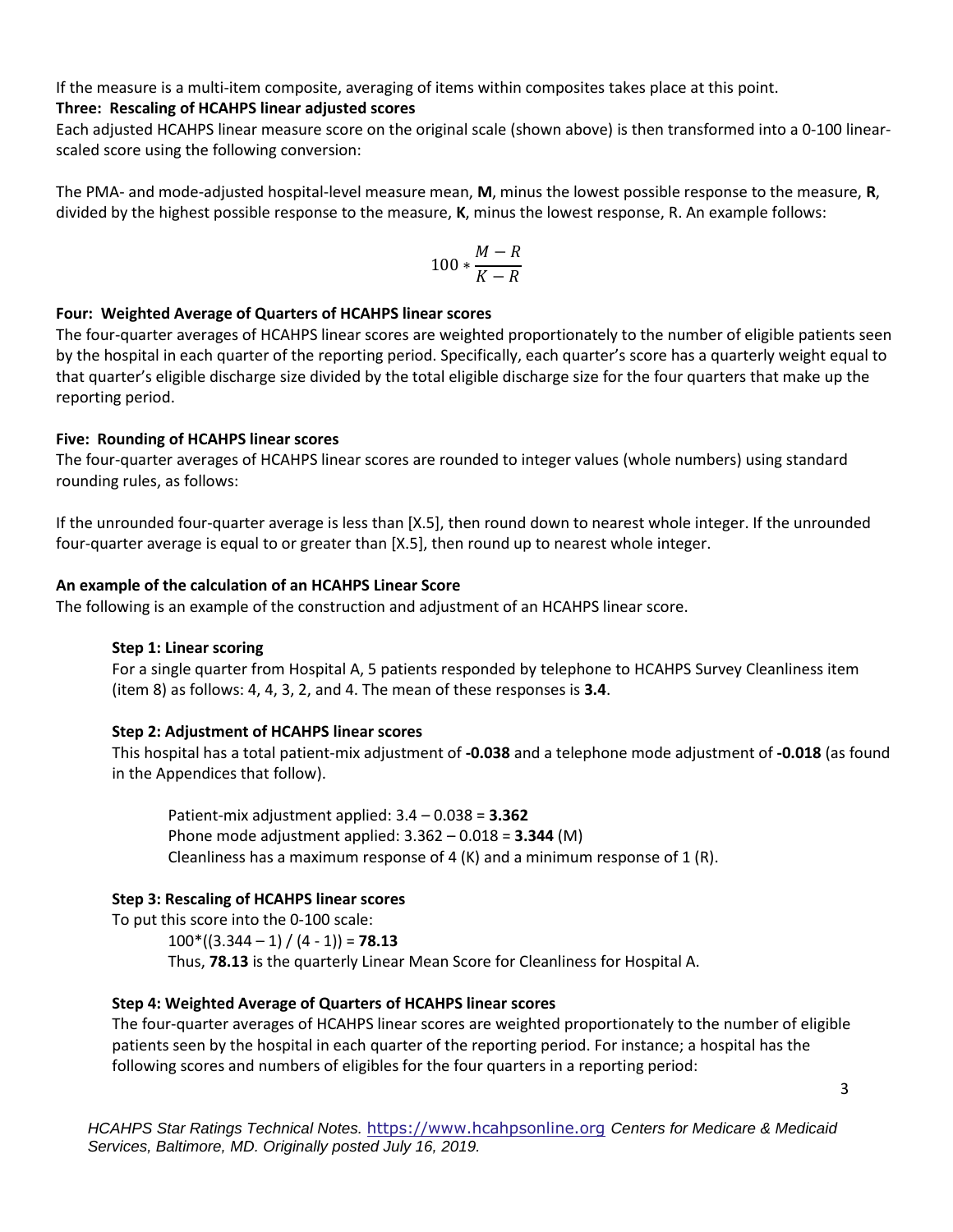If the measure is a multi-item composite, averaging of items within composites takes place at this point.

**Three: Rescaling of HCAHPS linear adjusted scores**

Each adjusted HCAHPS linear measure score on the original scale (shown above) is then transformed into a 0-100 linear-scaled score using the following conversion:

The PMA- and mode-adjusted hospital-level measure mean, **M**, minus the lowest possible response to the measure, **R**, divided by the highest possible response to the measure, **K**, minus the lowest response, R. An example follows:

$$100 * \frac{M - R}{K - R}$$

**Four: Weighted Average of Quarters of HCAHPS linear scores**

The four-quarter averages of HCAHPS linear scores are weighted proportionately to the number of eligible patients seen by the hospital in each quarter of the reporting period. Specifically, each quarter's score has a quarterly weight equal to that quarter's eligible discharge size divided by the total eligible discharge size for the four quarters that make up the reporting period.

**Five: Rounding of HCAHPS linear scores**

The four-quarter averages of HCAHPS linear scores are rounded to integer values (whole numbers) using standard rounding rules, as follows:

If the unrounded four-quarter average is less than [X.5], then round down to nearest whole integer. If the unrounded four-quarter average is equal to or greater than [X.5], then round up to nearest whole integer.

**An example of the calculation of an HCAHPS Linear Score**

The following is an example of the construction and adjustment of an HCAHPS linear score.

**Step 1: Linear scoring**

For a single quarter from Hospital A, 5 patients responded by telephone to HCAHPS Survey Cleanliness item (item 8) as follows: 4, 4, 3, 2, and 4. The mean of these responses is **3.4**.

**Step 2: Adjustment of HCAHPS linear scores**

This hospital has a total patient-mix adjustment of **-0.038** and a telephone mode adjustment of **-0.018** (as found in the Appendices that follow).

Patient-mix adjustment applied: 3.4 – 0.038 = **3.362**
Phone mode adjustment applied: 3.362 – 0.018 = **3.344** (M)
Cleanliness has a maximum response of 4 (K) and a minimum response of 1 (R).

**Step 3: Rescaling of HCAHPS linear scores**

To put this score into the 0-100 scale:

100*((3.344 – 1) / (4 - 1)) = **78.13**
Thus, **78.13** is the quarterly Linear Mean Score for Cleanliness for Hospital A.

**Step 4: Weighted Average of Quarters of HCAHPS linear scores**

The four-quarter averages of HCAHPS linear scores are weighted proportionately to the number of eligible patients seen by the hospital in each quarter of the reporting period. For instance; a hospital has the following scores and numbers of eligibles for the four quarters in a reporting period: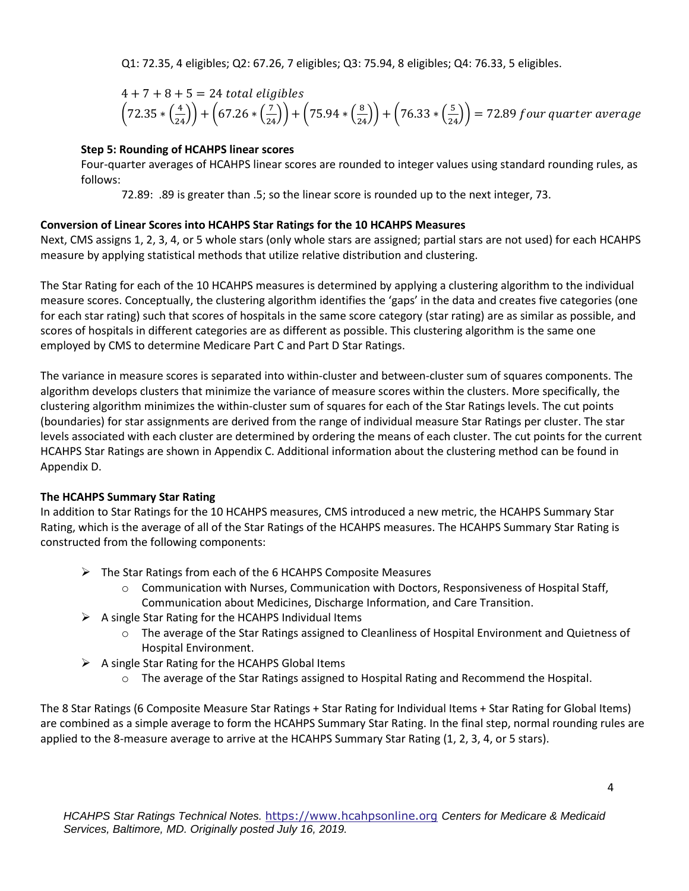Q1: 72.35, 4 eligibles; Q2: 67.26, 7 eligibles; Q3: 75.94, 8 eligibles; Q4: 76.33, 5 eligibles.

$$4 + 7 + 8 + 5 = 24 \ total \ eligibles$$

$$\left(72.35 * \left(\frac{4}{24}\right)\right) + \left(67.26 * \left(\frac{7}{24}\right)\right) + \left(75.94 * \left(\frac{8}{24}\right)\right) + \left(76.33 * \left(\frac{5}{24}\right)\right) = 72.89 \ four \ quarter \ average$$

**Step 5: Rounding of HCAHPS linear scores**

Four-quarter averages of HCAHPS linear scores are rounded to integer values using standard rounding rules, as follows:

72.89: .89 is greater than .5; so the linear score is rounded up to the next integer, 73.

**Conversion of Linear Scores into HCAHPS Star Ratings for the 10 HCAHPS Measures**

Next, CMS assigns 1, 2, 3, 4, or 5 whole stars (only whole stars are assigned; partial stars are not used) for each HCAHPS measure by applying statistical methods that utilize relative distribution and clustering.

The Star Rating for each of the 10 HCAHPS measures is determined by applying a clustering algorithm to the individual measure scores. Conceptually, the clustering algorithm identifies the 'gaps' in the data and creates five categories (one for each star rating) such that scores of hospitals in the same score category (star rating) are as similar as possible, and scores of hospitals in different categories are as different as possible. This clustering algorithm is the same one employed by CMS to determine Medicare Part C and Part D Star Ratings.

The variance in measure scores is separated into within-cluster and between-cluster sum of squares components. The algorithm develops clusters that minimize the variance of measure scores within the clusters. More specifically, the clustering algorithm minimizes the within-cluster sum of squares for each of the Star Ratings levels. The cut points (boundaries) for star assignments are derived from the range of individual measure Star Ratings per cluster. The star levels associated with each cluster are determined by ordering the means of each cluster. The cut points for the current HCAHPS Star Ratings are shown in Appendix C. Additional information about the clustering method can be found in Appendix D.

**The HCAHPS Summary Star Rating**

In addition to Star Ratings for the 10 HCAHPS measures, CMS introduced a new metric, the HCAHPS Summary Star Rating, which is the average of all of the Star Ratings of the HCAHPS measures. The HCAHPS Summary Star Rating is constructed from the following components:

- The Star Ratings from each of the 6 HCAHPS Composite Measures
  - Communication with Nurses, Communication with Doctors, Responsiveness of Hospital Staff, Communication about Medicines, Discharge Information, and Care Transition.
- A single Star Rating for the HCAHPS Individual Items
  - The average of the Star Ratings assigned to Cleanliness of Hospital Environment and Quietness of Hospital Environment.
- A single Star Rating for the HCAHPS Global Items
  - The average of the Star Ratings assigned to Hospital Rating and Recommend the Hospital.

The 8 Star Ratings (6 Composite Measure Star Ratings + Star Rating for Individual Items + Star Rating for Global Items) are combined as a simple average to form the HCAHPS Summary Star Rating. In the final step, normal rounding rules are applied to the 8-measure average to arrive at the HCAHPS Summary Star Rating (1, 2, 3, 4, or 5 stars).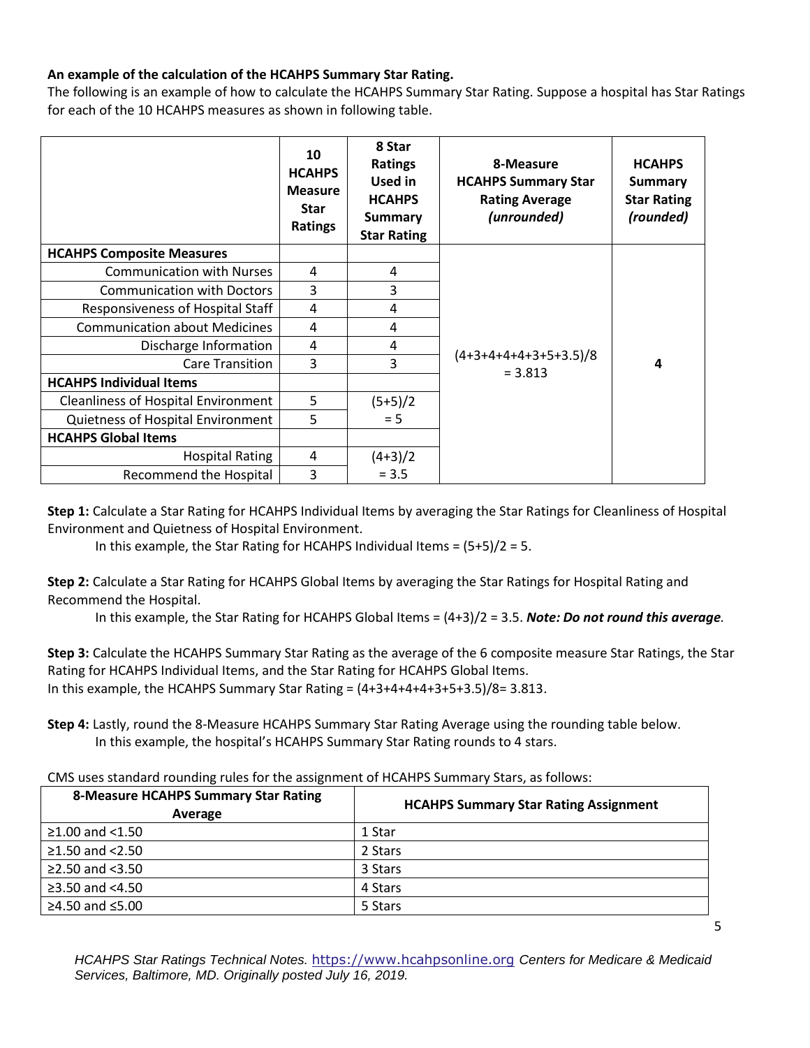**An example of the calculation of the HCAHPS Summary Star Rating.**

The following is an example of how to calculate the HCAHPS Summary Star Rating. Suppose a hospital has Star Ratings for each of the 10 HCAHPS measures as shown in following table.

| | 10 HCAHPS Measure Star Ratings | 8 Star Ratings Used in HCAHPS Summary Star Rating | 8-Measure HCAHPS Summary Star Rating Average *(unrounded)* | HCAHPS Summary Star Rating *(rounded)* |
|---|---|---|---|---|
| **HCAHPS Composite Measures** | | | (4+3+4+4+4+3+5+3.5)/8 = 3.813 | **4** |
| Communication with Nurses | 4 | 4 | | |
| Communication with Doctors | 3 | 3 | | |
| Responsiveness of Hospital Staff | 4 | 4 | | |
| Communication about Medicines | 4 | 4 | | |
| Discharge Information | 4 | 4 | | |
| Care Transition | 3 | 3 | | |
| **HCAHPS Individual Items** | | | | |
| Cleanliness of Hospital Environment | 5 | (5+5)/2 = 5 | | |
| Quietness of Hospital Environment | 5 | | | |
| **HCAHPS Global Items** | | | | |
| Hospital Rating | 4 | (4+3)/2 = 3.5 | | |
| Recommend the Hospital | 3 | | | |

**Step 1:** Calculate a Star Rating for HCAHPS Individual Items by averaging the Star Ratings for Cleanliness of Hospital Environment and Quietness of Hospital Environment.

In this example, the Star Rating for HCAHPS Individual Items = (5+5)/2 = 5.

**Step 2:** Calculate a Star Rating for HCAHPS Global Items by averaging the Star Ratings for Hospital Rating and Recommend the Hospital.

In this example, the Star Rating for HCAHPS Global Items = (4+3)/2 = 3.5. ***Note: Do not round this average.***

**Step 3:** Calculate the HCAHPS Summary Star Rating as the average of the 6 composite measure Star Ratings, the Star Rating for HCAHPS Individual Items, and the Star Rating for HCAHPS Global Items.
In this example, the HCAHPS Summary Star Rating = (4+3+4+4+4+3+5+3.5)/8= 3.813.

**Step 4:** Lastly, round the 8-Measure HCAHPS Summary Star Rating Average using the rounding table below.

In this example, the hospital's HCAHPS Summary Star Rating rounds to 4 stars.

CMS uses standard rounding rules for the assignment of HCAHPS Summary Stars, as follows:

| 8-Measure HCAHPS Summary Star Rating Average | HCAHPS Summary Star Rating Assignment |
|---|---|
| ≥1.00 and <1.50 | 1 Star |
| ≥1.50 and <2.50 | 2 Stars |
| ≥2.50 and <3.50 | 3 Stars |
| ≥3.50 and <4.50 | 4 Stars |
| ≥4.50 and ≤5.00 | 5 Stars |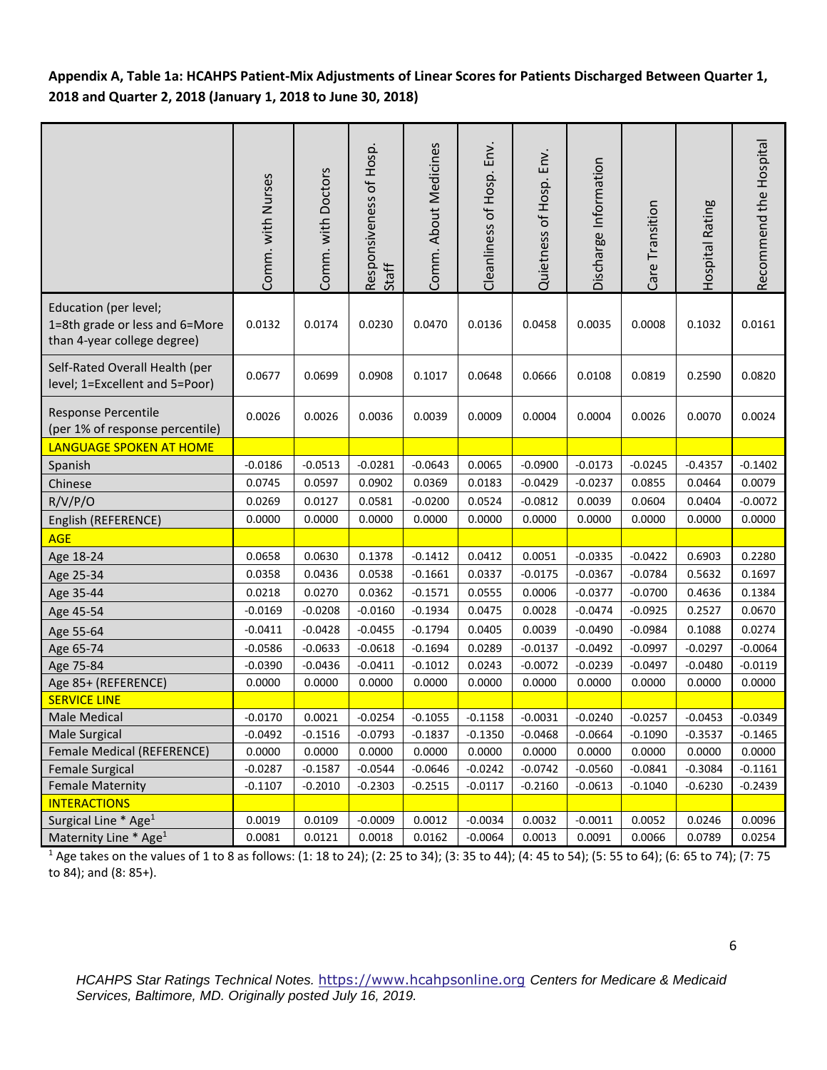**Appendix A, Table 1a: HCAHPS Patient-Mix Adjustments of Linear Scores for Patients Discharged Between Quarter 1, 2018 and Quarter 2, 2018 (January 1, 2018 to June 30, 2018)**

| | Comm. with Nurses | Comm. with Doctors | Responsiveness of Hosp. Staff | Comm. About Medicines | Cleanliness of Hosp. Env. | Quietness of Hosp. Env. | Discharge Information | Care Transition | Hospital Rating | Recommend the Hospital |
|---|---|---|---|---|---|---|---|---|---|---|
| Education (per level; 1=8th grade or less and 6=More than 4-year college degree) | 0.0132 | 0.0174 | 0.0230 | 0.0470 | 0.0136 | 0.0458 | 0.0035 | 0.0008 | 0.1032 | 0.0161 |
| Self-Rated Overall Health (per level; 1=Excellent and 5=Poor) | 0.0677 | 0.0699 | 0.0908 | 0.1017 | 0.0648 | 0.0666 | 0.0108 | 0.0819 | 0.2590 | 0.0820 |
| Response Percentile (per 1% of response percentile) | 0.0026 | 0.0026 | 0.0036 | 0.0039 | 0.0009 | 0.0004 | 0.0004 | 0.0026 | 0.0070 | 0.0024 |
| LANGUAGE SPOKEN AT HOME | | | | | | | | | | |
| Spanish | -0.0186 | -0.0513 | -0.0281 | -0.0643 | 0.0065 | -0.0900 | -0.0173 | -0.0245 | -0.4357 | -0.1402 |
| Chinese | 0.0745 | 0.0597 | 0.0902 | 0.0369 | 0.0183 | -0.0429 | -0.0237 | 0.0855 | 0.0464 | 0.0079 |
| R/V/P/O | 0.0269 | 0.0127 | 0.0581 | -0.0200 | 0.0524 | -0.0812 | 0.0039 | 0.0604 | 0.0404 | -0.0072 |
| English (REFERENCE) | 0.0000 | 0.0000 | 0.0000 | 0.0000 | 0.0000 | 0.0000 | 0.0000 | 0.0000 | 0.0000 | 0.0000 |
| AGE | | | | | | | | | | |
| Age 18-24 | 0.0658 | 0.0630 | 0.1378 | -0.1412 | 0.0412 | 0.0051 | -0.0335 | -0.0422 | 0.6903 | 0.2280 |
| Age 25-34 | 0.0358 | 0.0436 | 0.0538 | -0.1661 | 0.0337 | -0.0175 | -0.0367 | -0.0784 | 0.5632 | 0.1697 |
| Age 35-44 | 0.0218 | 0.0270 | 0.0362 | -0.1571 | 0.0555 | 0.0006 | -0.0377 | -0.0700 | 0.4636 | 0.1384 |
| Age 45-54 | -0.0169 | -0.0208 | -0.0160 | -0.1934 | 0.0475 | 0.0028 | -0.0474 | -0.0925 | 0.2527 | 0.0670 |
| Age 55-64 | -0.0411 | -0.0428 | -0.0455 | -0.1794 | 0.0405 | 0.0039 | -0.0490 | -0.0984 | 0.1088 | 0.0274 |
| Age 65-74 | -0.0586 | -0.0633 | -0.0618 | -0.1694 | 0.0289 | -0.0137 | -0.0492 | -0.0997 | -0.0297 | -0.0064 |
| Age 75-84 | -0.0390 | -0.0436 | -0.0411 | -0.1012 | 0.0243 | -0.0072 | -0.0239 | -0.0497 | -0.0480 | -0.0119 |
| Age 85+ (REFERENCE) | 0.0000 | 0.0000 | 0.0000 | 0.0000 | 0.0000 | 0.0000 | 0.0000 | 0.0000 | 0.0000 | 0.0000 |
| SERVICE LINE | | | | | | | | | | |
| Male Medical | -0.0170 | 0.0021 | -0.0254 | -0.1055 | -0.1158 | -0.0031 | -0.0240 | -0.0257 | -0.0453 | -0.0349 |
| Male Surgical | -0.0492 | -0.1516 | -0.0793 | -0.1837 | -0.1350 | -0.0468 | -0.0664 | -0.1090 | -0.3537 | -0.1465 |
| Female Medical (REFERENCE) | 0.0000 | 0.0000 | 0.0000 | 0.0000 | 0.0000 | 0.0000 | 0.0000 | 0.0000 | 0.0000 | 0.0000 |
| Female Surgical | -0.0287 | -0.1587 | -0.0544 | -0.0646 | -0.0242 | -0.0742 | -0.0560 | -0.0841 | -0.3084 | -0.1161 |
| Female Maternity | -0.1107 | -0.2010 | -0.2303 | -0.2515 | -0.0117 | -0.2160 | -0.0613 | -0.1040 | -0.6230 | -0.2439 |
| INTERACTIONS | | | | | | | | | | |
| Surgical Line * Age[1] | 0.0019 | 0.0109 | -0.0009 | 0.0012 | -0.0034 | 0.0032 | -0.0011 | 0.0052 | 0.0246 | 0.0096 |
| Maternity Line * Age[1] | 0.0081 | 0.0121 | 0.0018 | 0.0162 | -0.0064 | 0.0013 | 0.0091 | 0.0066 | 0.0789 | 0.0254 |

[1] Age takes on the values of 1 to 8 as follows: (1: 18 to 24); (2: 25 to 34); (3: 35 to 44); (4: 45 to 54); (5: 55 to 64); (6: 65 to 74); (7: 75 to 84); and (8: 85+).

*HCAHPS Star Ratings Technical Notes.* https://www.hcahpsonline.org *Centers for Medicare & Medicaid Services, Baltimore, MD. Originally posted July 16, 2019.*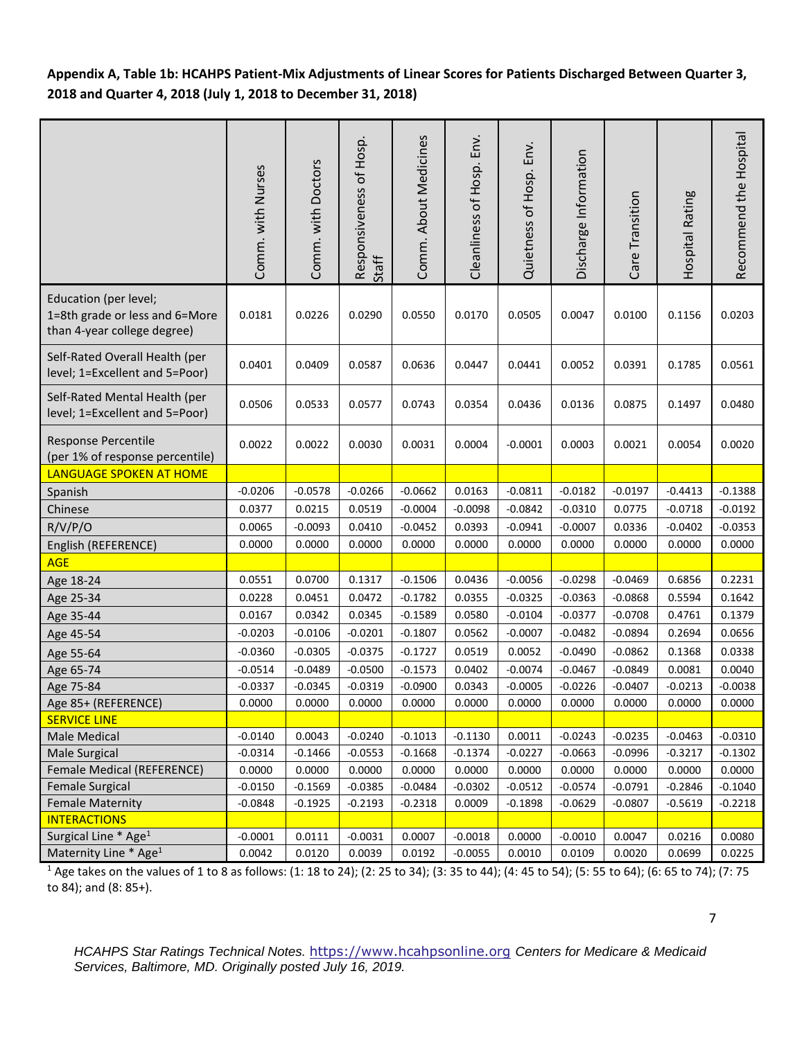**Appendix A, Table 1b: HCAHPS Patient-Mix Adjustments of Linear Scores for Patients Discharged Between Quarter 3, 2018 and Quarter 4, 2018 (July 1, 2018 to December 31, 2018)**

| | Comm. with Nurses | Comm. with Doctors | Responsiveness of Hosp. Staff | Comm. About Medicines | Cleanliness of Hosp. Env. | Quietness of Hosp. Env. | Discharge Information | Care Transition | Hospital Rating | Recommend the Hospital |
|---|---|---|---|---|---|---|---|---|---|---|
| Education (per level; 1=8th grade or less and 6=More than 4-year college degree) | 0.0181 | 0.0226 | 0.0290 | 0.0550 | 0.0170 | 0.0505 | 0.0047 | 0.0100 | 0.1156 | 0.0203 |
| Self-Rated Overall Health (per level; 1=Excellent and 5=Poor) | 0.0401 | 0.0409 | 0.0587 | 0.0636 | 0.0447 | 0.0441 | 0.0052 | 0.0391 | 0.1785 | 0.0561 |
| Self-Rated Mental Health (per level; 1=Excellent and 5=Poor) | 0.0506 | 0.0533 | 0.0577 | 0.0743 | 0.0354 | 0.0436 | 0.0136 | 0.0875 | 0.1497 | 0.0480 |
| Response Percentile (per 1% of response percentile) | 0.0022 | 0.0022 | 0.0030 | 0.0031 | 0.0004 | -0.0001 | 0.0003 | 0.0021 | 0.0054 | 0.0020 |
| **LANGUAGE SPOKEN AT HOME** | | | | | | | | | | |
| Spanish | -0.0206 | -0.0578 | -0.0266 | -0.0662 | 0.0163 | -0.0811 | -0.0182 | -0.0197 | -0.4413 | -0.1388 |
| Chinese | 0.0377 | 0.0215 | 0.0519 | -0.0004 | -0.0098 | -0.0842 | -0.0310 | 0.0775 | -0.0718 | -0.0192 |
| R/V/P/O | 0.0065 | -0.0093 | 0.0410 | -0.0452 | 0.0393 | -0.0941 | -0.0007 | 0.0336 | -0.0402 | -0.0353 |
| English (REFERENCE) | 0.0000 | 0.0000 | 0.0000 | 0.0000 | 0.0000 | 0.0000 | 0.0000 | 0.0000 | 0.0000 | 0.0000 |
| **AGE** | | | | | | | | | | |
| Age 18-24 | 0.0551 | 0.0700 | 0.1317 | -0.1506 | 0.0436 | -0.0056 | -0.0298 | -0.0469 | 0.6856 | 0.2231 |
| Age 25-34 | 0.0228 | 0.0451 | 0.0472 | -0.1782 | 0.0355 | -0.0325 | -0.0363 | -0.0868 | 0.5594 | 0.1642 |
| Age 35-44 | 0.0167 | 0.0342 | 0.0345 | -0.1589 | 0.0580 | -0.0104 | -0.0377 | -0.0708 | 0.4761 | 0.1379 |
| Age 45-54 | -0.0203 | -0.0106 | -0.0201 | -0.1807 | 0.0562 | -0.0007 | -0.0482 | -0.0894 | 0.2694 | 0.0656 |
| Age 55-64 | -0.0360 | -0.0305 | -0.0375 | -0.1727 | 0.0519 | 0.0052 | -0.0490 | -0.0862 | 0.1368 | 0.0338 |
| Age 65-74 | -0.0514 | -0.0489 | -0.0500 | -0.1573 | 0.0402 | -0.0074 | -0.0467 | -0.0849 | 0.0081 | 0.0040 |
| Age 75-84 | -0.0337 | -0.0345 | -0.0319 | -0.0900 | 0.0343 | -0.0005 | -0.0226 | -0.0407 | -0.0213 | -0.0038 |
| Age 85+ (REFERENCE) | 0.0000 | 0.0000 | 0.0000 | 0.0000 | 0.0000 | 0.0000 | 0.0000 | 0.0000 | 0.0000 | 0.0000 |
| **SERVICE LINE** | | | | | | | | | | |
| Male Medical | -0.0140 | 0.0043 | -0.0240 | -0.1013 | -0.1130 | 0.0011 | -0.0243 | -0.0235 | -0.0463 | -0.0310 |
| Male Surgical | -0.0314 | -0.1466 | -0.0553 | -0.1668 | -0.1374 | -0.0227 | -0.0663 | -0.0996 | -0.3217 | -0.1302 |
| Female Medical (REFERENCE) | 0.0000 | 0.0000 | 0.0000 | 0.0000 | 0.0000 | 0.0000 | 0.0000 | 0.0000 | 0.0000 | 0.0000 |
| Female Surgical | -0.0150 | -0.1569 | -0.0385 | -0.0484 | -0.0302 | -0.0512 | -0.0574 | -0.0791 | -0.2846 | -0.1040 |
| Female Maternity | -0.0848 | -0.1925 | -0.2193 | -0.2318 | 0.0009 | -0.1898 | -0.0629 | -0.0807 | -0.5619 | -0.2218 |
| **INTERACTIONS** | | | | | | | | | | |
| Surgical Line * Age[1] | -0.0001 | 0.0111 | -0.0031 | 0.0007 | -0.0018 | 0.0000 | -0.0010 | 0.0047 | 0.0216 | 0.0080 |
| Maternity Line * Age[1] | 0.0042 | 0.0120 | 0.0039 | 0.0192 | -0.0055 | 0.0010 | 0.0109 | 0.0020 | 0.0699 | 0.0225 |

[1] Age takes on the values of 1 to 8 as follows: (1: 18 to 24); (2: 25 to 34); (3: 35 to 44); (4: 45 to 54); (5: 55 to 64); (6: 65 to 74); (7: 75 to 84); and (8: 85+).

*HCAHPS Star Ratings Technical Notes.* https://www.hcahpsonline.org *Centers for Medicare & Medicaid Services, Baltimore, MD. Originally posted July 16, 2019.*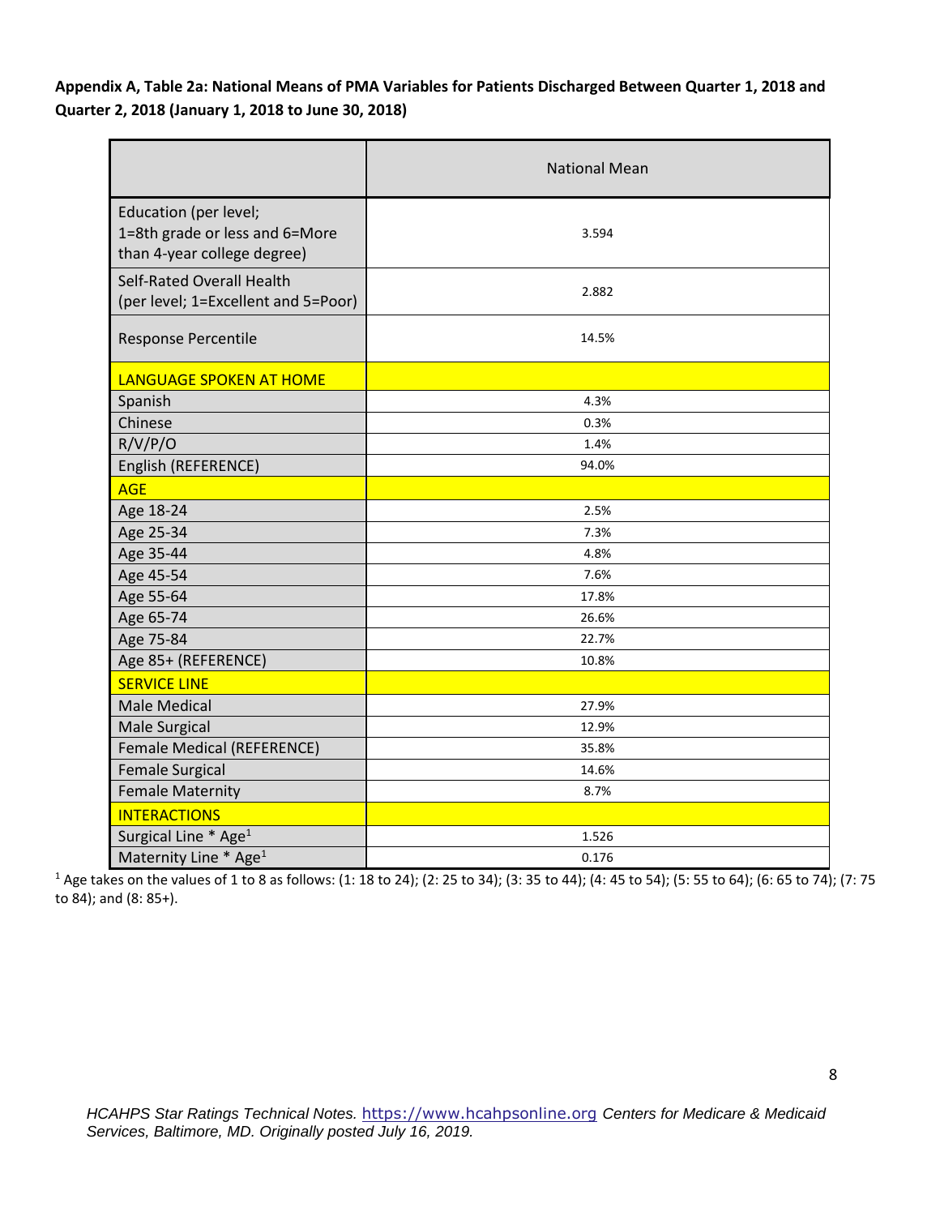**Appendix A, Table 2a: National Means of PMA Variables for Patients Discharged Between Quarter 1, 2018 and Quarter 2, 2018 (January 1, 2018 to June 30, 2018)**

| | National Mean |
|---|---|
| Education (per level; 1=8th grade or less and 6=More than 4-year college degree) | 3.594 |
| Self-Rated Overall Health (per level; 1=Excellent and 5=Poor) | 2.882 |
| Response Percentile | 14.5% |
| LANGUAGE SPOKEN AT HOME | |
| Spanish | 4.3% |
| Chinese | 0.3% |
| R/V/P/O | 1.4% |
| English (REFERENCE) | 94.0% |
| AGE | |
| Age 18-24 | 2.5% |
| Age 25-34 | 7.3% |
| Age 35-44 | 4.8% |
| Age 45-54 | 7.6% |
| Age 55-64 | 17.8% |
| Age 65-74 | 26.6% |
| Age 75-84 | 22.7% |
| Age 85+ (REFERENCE) | 10.8% |
| SERVICE LINE | |
| Male Medical | 27.9% |
| Male Surgical | 12.9% |
| Female Medical (REFERENCE) | 35.8% |
| Female Surgical | 14.6% |
| Female Maternity | 8.7% |
| INTERACTIONS | |
| Surgical Line * Age[1] | 1.526 |
| Maternity Line * Age[1] | 0.176 |

[1] Age takes on the values of 1 to 8 as follows: (1: 18 to 24); (2: 25 to 34); (3: 35 to 44); (4: 45 to 54); (5: 55 to 64); (6: 65 to 74); (7: 75 to 84); and (8: 85+).

*HCAHPS Star Ratings Technical Notes.* https://www.hcahpsonline.org *Centers for Medicare & Medicaid Services, Baltimore, MD. Originally posted July 16, 2019.*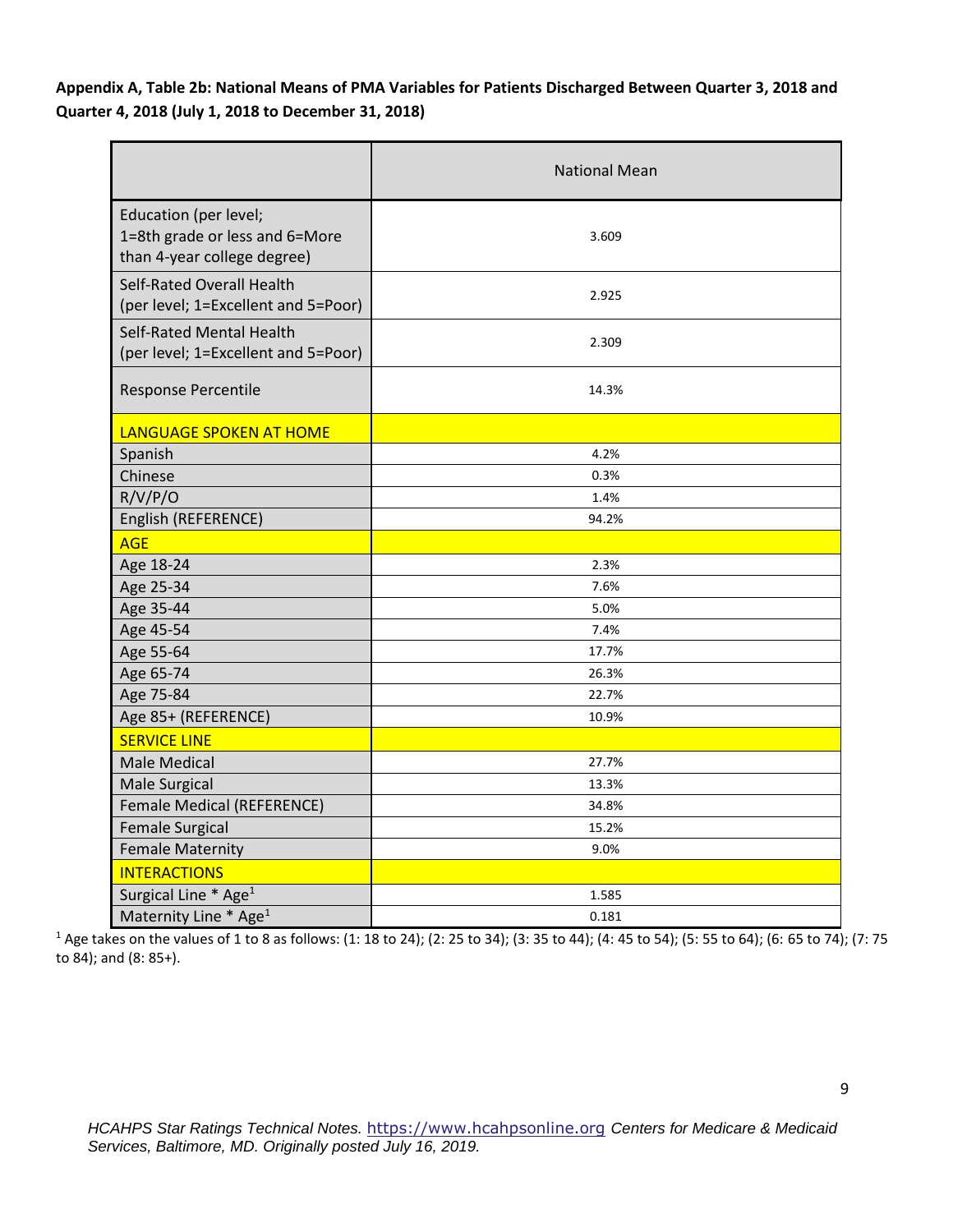**Appendix A, Table 2b: National Means of PMA Variables for Patients Discharged Between Quarter 3, 2018 and Quarter 4, 2018 (July 1, 2018 to December 31, 2018)**

| | National Mean |
|---|---|
| Education (per level; 1=8th grade or less and 6=More than 4-year college degree) | 3.609 |
| Self-Rated Overall Health (per level; 1=Excellent and 5=Poor) | 2.925 |
| Self-Rated Mental Health (per level; 1=Excellent and 5=Poor) | 2.309 |
| Response Percentile | 14.3% |
| **LANGUAGE SPOKEN AT HOME** | |
| Spanish | 4.2% |
| Chinese | 0.3% |
| R/V/P/O | 1.4% |
| English (REFERENCE) | 94.2% |
| **AGE** | |
| Age 18-24 | 2.3% |
| Age 25-34 | 7.6% |
| Age 35-44 | 5.0% |
| Age 45-54 | 7.4% |
| Age 55-64 | 17.7% |
| Age 65-74 | 26.3% |
| Age 75-84 | 22.7% |
| Age 85+ (REFERENCE) | 10.9% |
| **SERVICE LINE** | |
| Male Medical | 27.7% |
| Male Surgical | 13.3% |
| Female Medical (REFERENCE) | 34.8% |
| Female Surgical | 15.2% |
| Female Maternity | 9.0% |
| **INTERACTIONS** | |
| Surgical Line * Age[1] | 1.585 |
| Maternity Line * Age[1] | 0.181 |

[1] Age takes on the values of 1 to 8 as follows: (1: 18 to 24); (2: 25 to 34); (3: 35 to 44); (4: 45 to 54); (5: 55 to 64); (6: 65 to 74); (7: 75 to 84); and (8: 85+).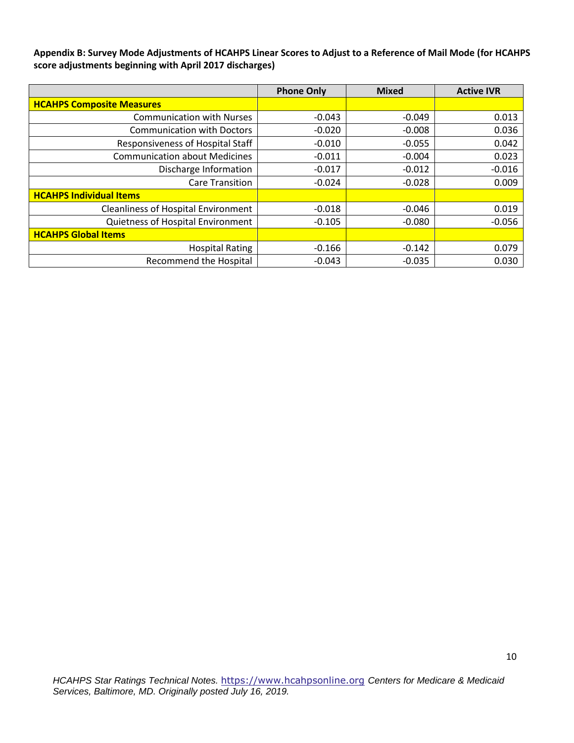**Appendix B: Survey Mode Adjustments of HCAHPS Linear Scores to Adjust to a Reference of Mail Mode (for HCAHPS score adjustments beginning with April 2017 discharges)**

| | Phone Only | Mixed | Active IVR |
|---|---|---|---|
| **HCAHPS Composite Measures** | | | |
| Communication with Nurses | -0.043 | -0.049 | 0.013 |
| Communication with Doctors | -0.020 | -0.008 | 0.036 |
| Responsiveness of Hospital Staff | -0.010 | -0.055 | 0.042 |
| Communication about Medicines | -0.011 | -0.004 | 0.023 |
| Discharge Information | -0.017 | -0.012 | -0.016 |
| Care Transition | -0.024 | -0.028 | 0.009 |
| **HCAHPS Individual Items** | | | |
| Cleanliness of Hospital Environment | -0.018 | -0.046 | 0.019 |
| Quietness of Hospital Environment | -0.105 | -0.080 | -0.056 |
| **HCAHPS Global Items** | | | |
| Hospital Rating | -0.166 | -0.142 | 0.079 |
| Recommend the Hospital | -0.043 | -0.035 | 0.030 |

*HCAHPS Star Ratings Technical Notes.* https://www.hcahpsonline.org *Centers for Medicare & Medicaid Services, Baltimore, MD. Originally posted July 16, 2019.*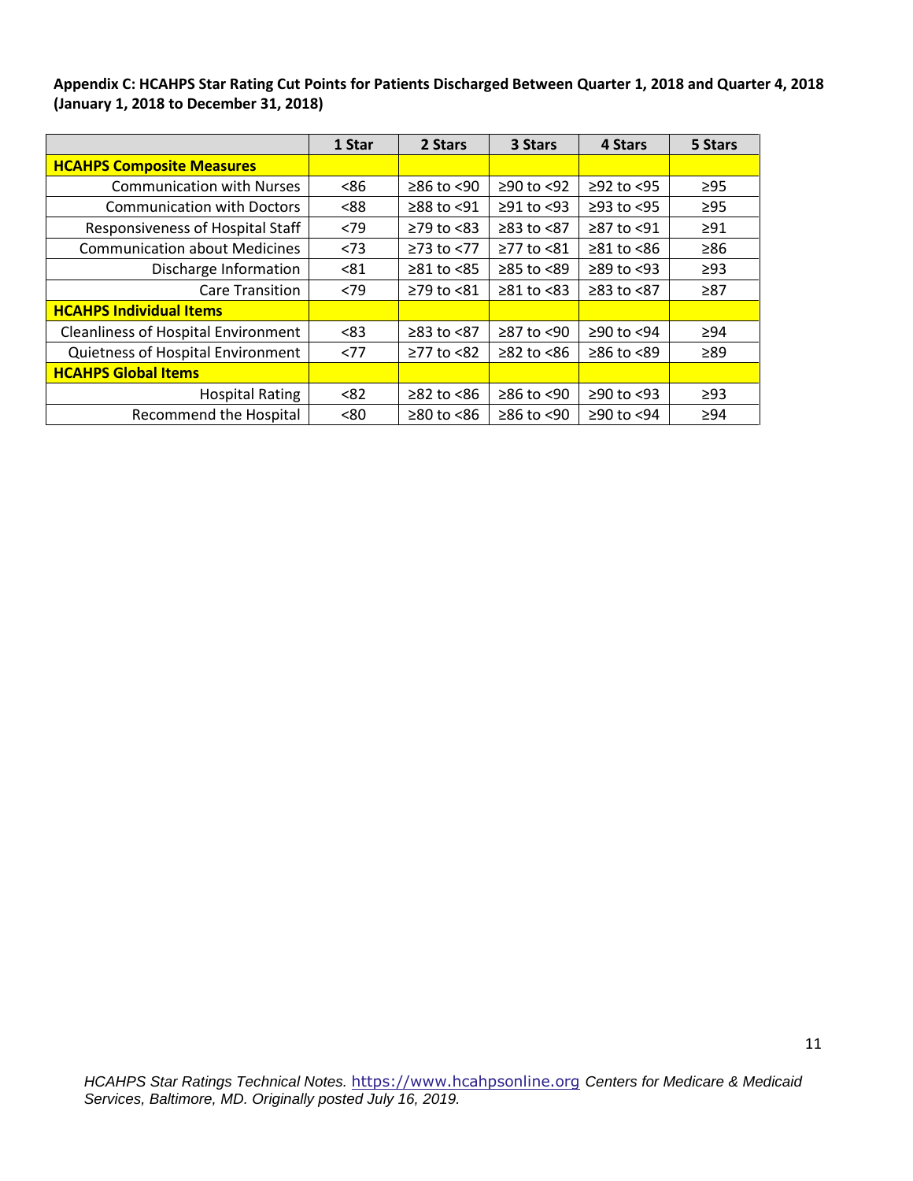**Appendix C: HCAHPS Star Rating Cut Points for Patients Discharged Between Quarter 1, 2018 and Quarter 4, 2018 (January 1, 2018 to December 31, 2018)**

| | 1 Star | 2 Stars | 3 Stars | 4 Stars | 5 Stars |
|---|---|---|---|---|---|
| **HCAHPS Composite Measures** | | | | | |
| Communication with Nurses | <86 | ≥86 to <90 | ≥90 to <92 | ≥92 to <95 | ≥95 |
| Communication with Doctors | <88 | ≥88 to <91 | ≥91 to <93 | ≥93 to <95 | ≥95 |
| Responsiveness of Hospital Staff | <79 | ≥79 to <83 | ≥83 to <87 | ≥87 to <91 | ≥91 |
| Communication about Medicines | <73 | ≥73 to <77 | ≥77 to <81 | ≥81 to <86 | ≥86 |
| Discharge Information | <81 | ≥81 to <85 | ≥85 to <89 | ≥89 to <93 | ≥93 |
| Care Transition | <79 | ≥79 to <81 | ≥81 to <83 | ≥83 to <87 | ≥87 |
| **HCAHPS Individual Items** | | | | | |
| Cleanliness of Hospital Environment | <83 | ≥83 to <87 | ≥87 to <90 | ≥90 to <94 | ≥94 |
| Quietness of Hospital Environment | <77 | ≥77 to <82 | ≥82 to <86 | ≥86 to <89 | ≥89 |
| **HCAHPS Global Items** | | | | | |
| Hospital Rating | <82 | ≥82 to <86 | ≥86 to <90 | ≥90 to <93 | ≥93 |
| Recommend the Hospital | <80 | ≥80 to <86 | ≥86 to <90 | ≥90 to <94 | ≥94 |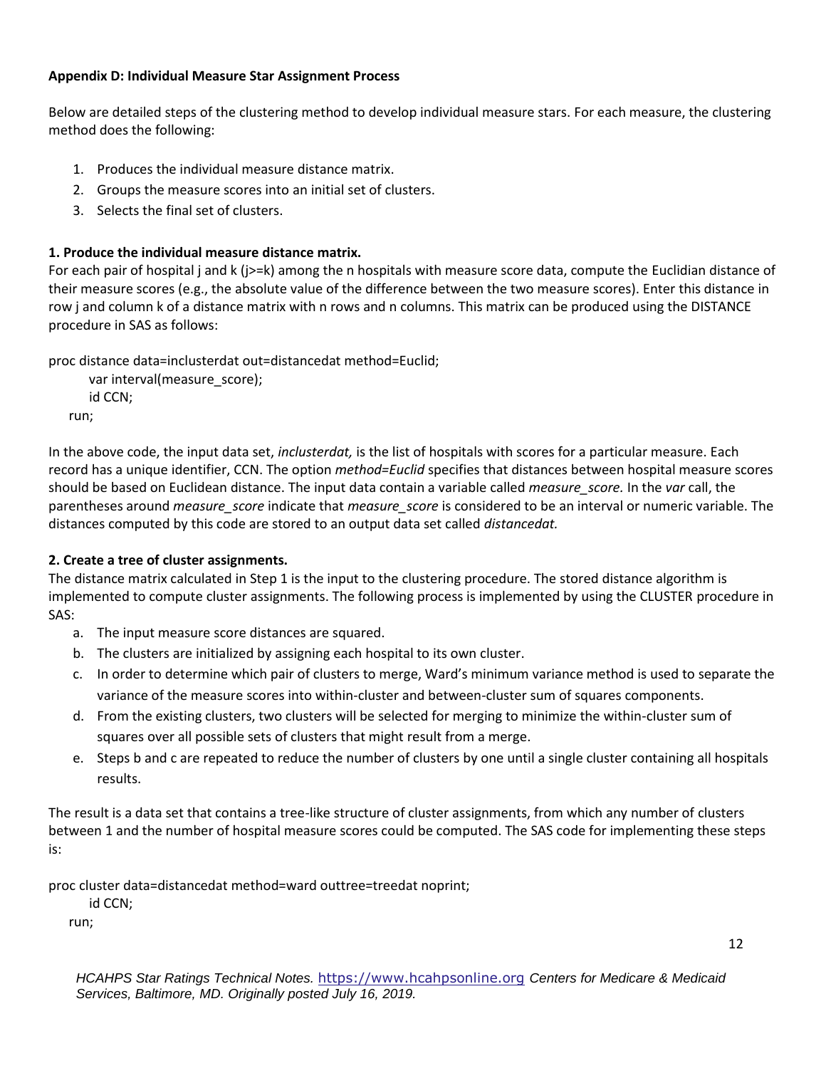**Appendix D: Individual Measure Star Assignment Process**

Below are detailed steps of the clustering method to develop individual measure stars. For each measure, the clustering method does the following:

1. Produces the individual measure distance matrix.
2. Groups the measure scores into an initial set of clusters.
3. Selects the final set of clusters.

**1. Produce the individual measure distance matrix.**

For each pair of hospital j and k (j>=k) among the n hospitals with measure score data, compute the Euclidian distance of their measure scores (e.g., the absolute value of the difference between the two measure scores). Enter this distance in row j and column k of a distance matrix with n rows and n columns. This matrix can be produced using the DISTANCE procedure in SAS as follows:

```
proc distance data=inclusterdat out=distancedat method=Euclid;
    var interval(measure_score);
    id CCN;
run;
```

In the above code, the input data set, *inclusterdat,* is the list of hospitals with scores for a particular measure. Each record has a unique identifier, CCN. The option *method=Euclid* specifies that distances between hospital measure scores should be based on Euclidean distance. The input data contain a variable called *measure_score.* In the *var* call, the parentheses around *measure_score* indicate that *measure_score* is considered to be an interval or numeric variable. The distances computed by this code are stored to an output data set called *distancedat.*

**2. Create a tree of cluster assignments.**

The distance matrix calculated in Step 1 is the input to the clustering procedure. The stored distance algorithm is implemented to compute cluster assignments. The following process is implemented by using the CLUSTER procedure in SAS:

a. The input measure score distances are squared.
b. The clusters are initialized by assigning each hospital to its own cluster.
c. In order to determine which pair of clusters to merge, Ward's minimum variance method is used to separate the variance of the measure scores into within-cluster and between-cluster sum of squares components.
d. From the existing clusters, two clusters will be selected for merging to minimize the within-cluster sum of squares over all possible sets of clusters that might result from a merge.
e. Steps b and c are repeated to reduce the number of clusters by one until a single cluster containing all hospitals results.

The result is a data set that contains a tree-like structure of cluster assignments, from which any number of clusters between 1 and the number of hospital measure scores could be computed. The SAS code for implementing these steps is:

```
proc cluster data=distancedat method=ward outtree=treedat noprint;
    id CCN;
run;
```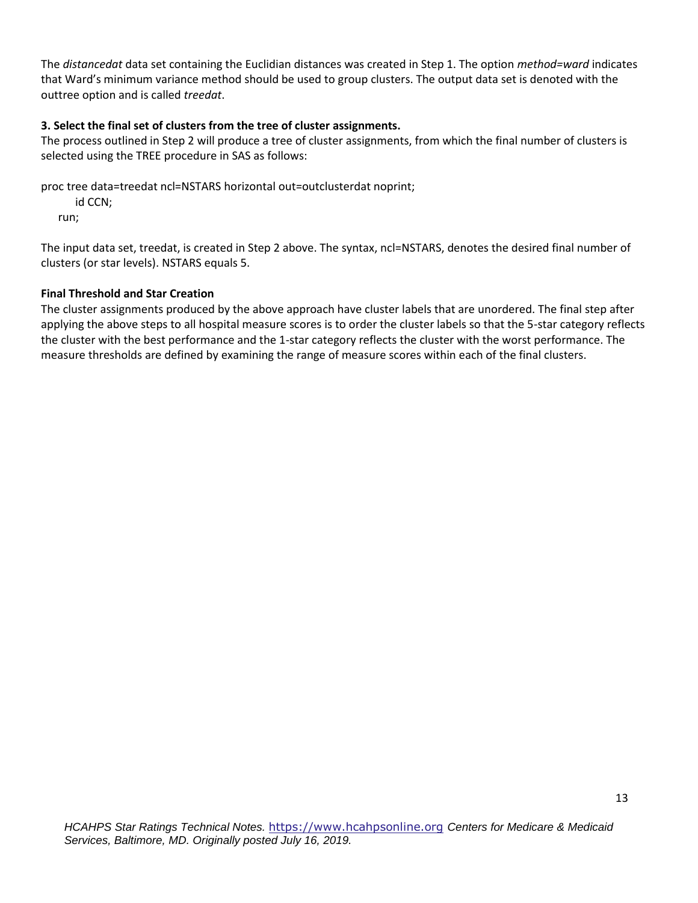The *distancedat* data set containing the Euclidian distances was created in Step 1. The option *method=ward* indicates that Ward's minimum variance method should be used to group clusters. The output data set is denoted with the outtree option and is called *treedat*.

**3. Select the final set of clusters from the tree of cluster assignments.**

The process outlined in Step 2 will produce a tree of cluster assignments, from which the final number of clusters is selected using the TREE procedure in SAS as follows:

```
proc tree data=treedat ncl=NSTARS horizontal out=outclusterdat noprint;
      id CCN;
   run;
```

The input data set, treedat, is created in Step 2 above. The syntax, ncl=NSTARS, denotes the desired final number of clusters (or star levels). NSTARS equals 5.

**Final Threshold and Star Creation**

The cluster assignments produced by the above approach have cluster labels that are unordered. The final step after applying the above steps to all hospital measure scores is to order the cluster labels so that the 5-star category reflects the cluster with the best performance and the 1-star category reflects the cluster with the worst performance. The measure thresholds are defined by examining the range of measure scores within each of the final clusters.

*HCAHPS Star Ratings Technical Notes.* https://www.hcahpsonline.org *Centers for Medicare & Medicaid Services, Baltimore, MD. Originally posted July 16, 2019.*